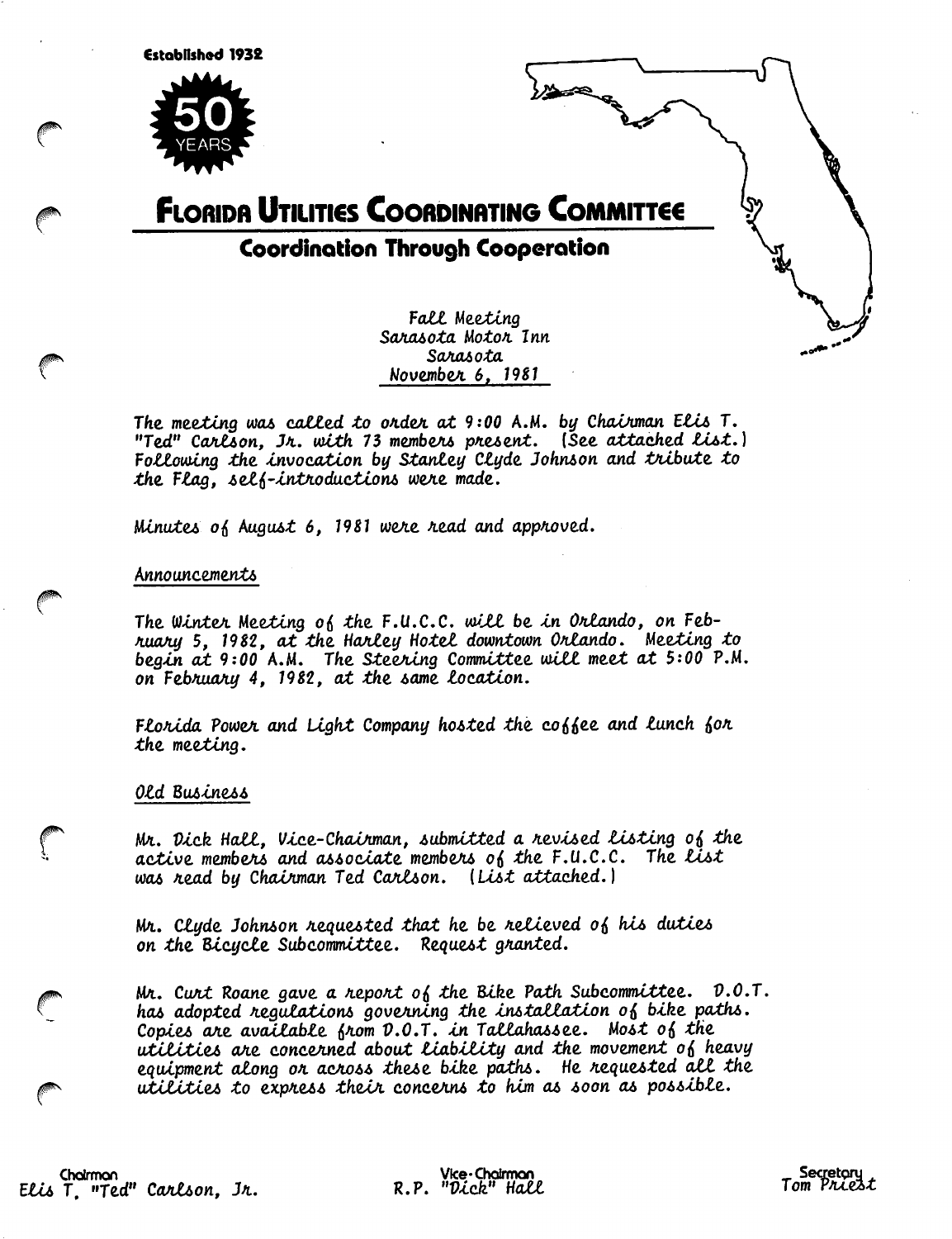Established 1932

50 YEARS

# Florida Utilities Coordinating Committee

## Coordination Through Cooperation

Fall Meeting
Sarasota Motor Inn
Sarasota
November 6, 1981

The meeting was called to order at 9:00 A.M. by Chairman Elis T. "Ted" Carlson, Jr. with 73 members present. (See attached list.) Following the invocation by Stanley Clyde Johnson and tribute to the Flag, self-introductions were made.

Minutes of August 6, 1981 were read and approved.

Announcements

The Winter Meeting of the F.U.C.C. will be in Orlando, on February 5, 1982, at the Harley Hotel downtown Orlando. Meeting to begin at 9:00 A.M. The Steering Committee will meet at 5:00 P.M. on February 4, 1982, at the same location.

Florida Power and Light Company hosted the coffee and lunch for the meeting.

Old Business

Mr. Dick Hall, Vice-Chairman, submitted a revised listing of the active members and associate members of the F.U.C.C. The list was read by Chairman Ted Carlson. (List attached.)

Mr. Clyde Johnson requested that he be relieved of his duties on the Bicycle Subcommittee. Request granted.

Mr. Curt Roane gave a report of the Bike Path Subcommittee. D.O.T. has adopted regulations governing the installation of bike paths. Copies are available from D.O.T. in Tallahassee. Most of the utilities are concerned about liability and the movement of heavy equipment along or across these bike paths. He requested all the utilities to express their concerns to him as soon as possible.

Chairman
Elis T. "Ted" Carlson, Jr.

Vice-Chairman
R.P. "Dick" Hall

Secretary
Tom Priest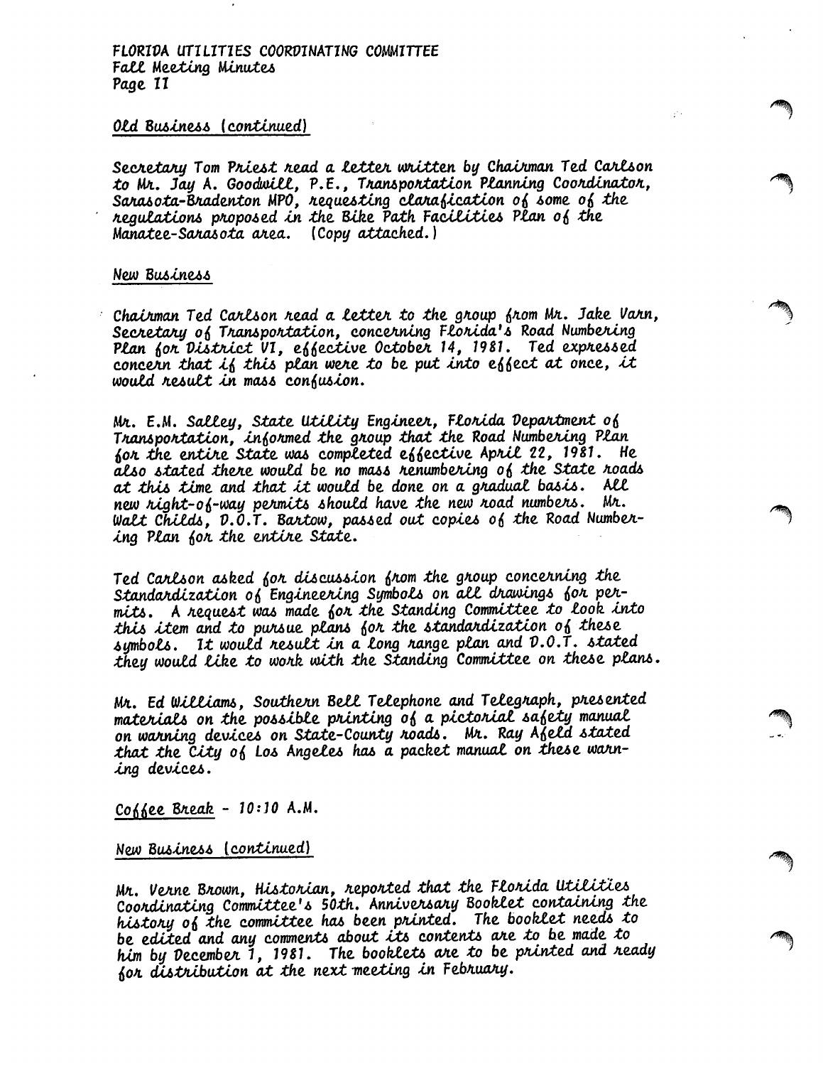## Old Business (continued)

Secretary Tom Priest read a letter written by Chairman Ted Carlson to Mr. Jay A. Goodwill, P.E., Transportation Planning Coordinator, Sarasota-Bradenton MPO, requesting clarafication of some of the regulations proposed in the Bike Path Facilities Plan of the Manatee-Sarasota area. (Copy attached.)

## New Business

Chairman Ted Carlson read a letter to the group from Mr. Jake Varn, Secretary of Transportation, concerning Florida's Road Numbering Plan for District VI, effective October 14, 1981. Ted expressed concern that if this plan were to be put into effect at once, it would result in mass confusion.

Mr. E.M. Salley, State Utility Engineer, Florida Department of Transportation, informed the group that the Road Numbering Plan for the entire State was completed effective April 22, 1981. He also stated there would be no mass renumbering of the State roads at this time and that it would be done on a gradual basis. All new right-of-way permits should have the new road numbers. Mr. Walt Childs, D.O.T. Bartow, passed out copies of the Road Numbering Plan for the entire State.

Ted Carlson asked for discussion from the group concerning the Standardization of Engineering Symbols on all drawings for permits. A request was made for the Standing Committee to look into this item and to pursue plans for the standardization of these symbols. It would result in a long range plan and D.O.T. stated they would like to work with the Standing Committee on these plans.

Mr. Ed Williams, Southern Bell Telephone and Telegraph, presented materials on the possible printing of a pictorial safety manual on warning devices on State-County roads. Mr. Ray Afeld stated that the City of Los Angeles has a packet manual on these warning devices.

Coffee Break - 10:10 A.M.

## New Business (continued)

Mr. Verne Brown, Historian, reported that the Florida Utilities Coordinating Committee's 50th. Anniversary Booklet containing the history of the committee has been printed. The booklet needs to be edited and any comments about its contents are to be made to him by December 1, 1981. The booklets are to be printed and ready for distribution at the next meeting in February.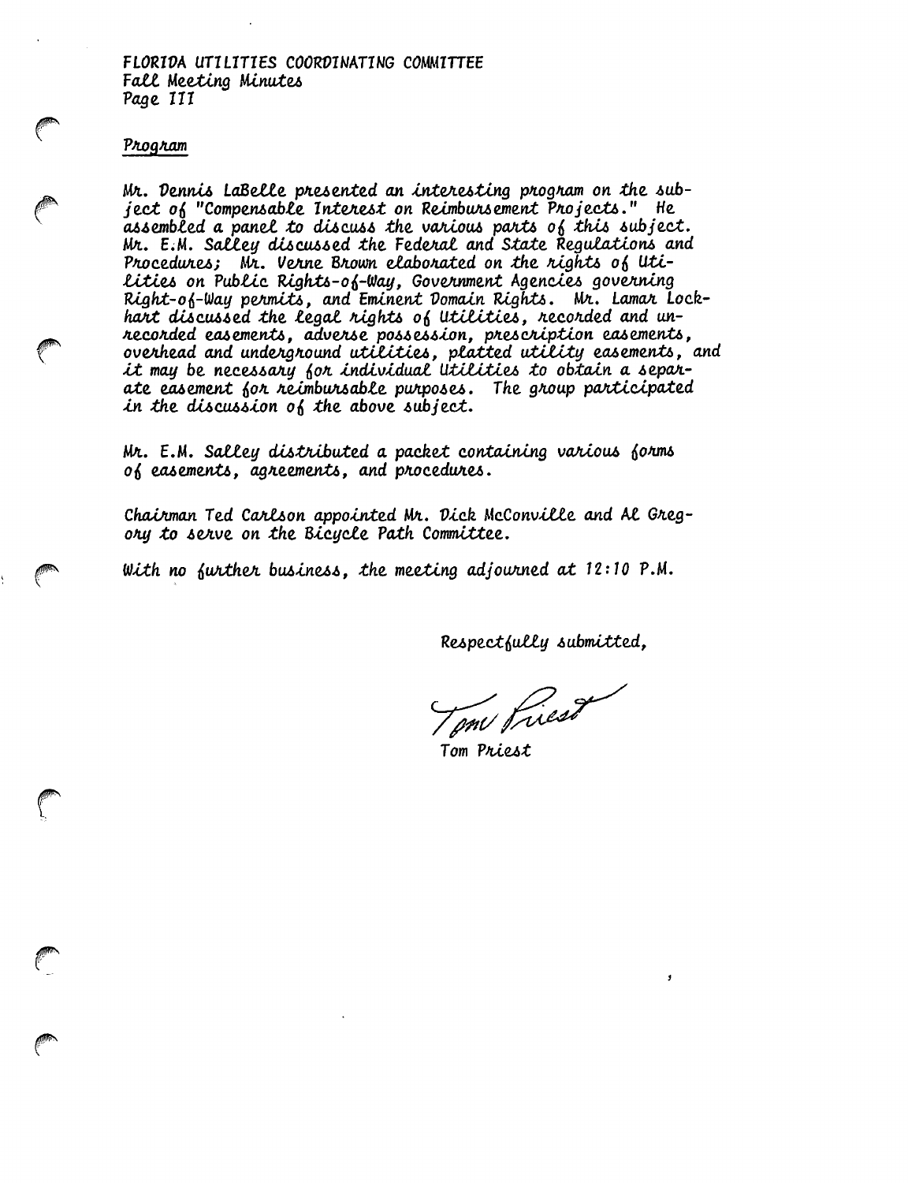## Program

Mr. Dennis LaBelle presented an interesting program on the subject of "Compensable Interest on Reimbursement Projects." He assembled a panel to discuss the various parts of this subject. Mr. E.M. Salley discussed the Federal and State Regulations and Procedures; Mr. Verne Brown elaborated on the rights of Utilities on Public Rights-of-Way, Government Agencies governing Right-of-Way permits, and Eminent Domain Rights. Mr. Lamar Lockhart discussed the legal rights of Utilities, recorded and unrecorded easements, adverse possession, prescription easements, overhead and underground utilities, platted utility easements, and it may be necessary for individual Utilities to obtain a separate easement for reimbursable purposes. The group participated in the discussion of the above subject.

Mr. E.M. Salley distributed a packet containing various forms of easements, agreements, and procedures.

Chairman Ted Carlson appointed Mr. Dick McConville and Al Gregory to serve on the Bicycle Path Committee.

With no further business, the meeting adjourned at 12:10 P.M.

Respectfully submitted,

Tom Priest

Tom Priest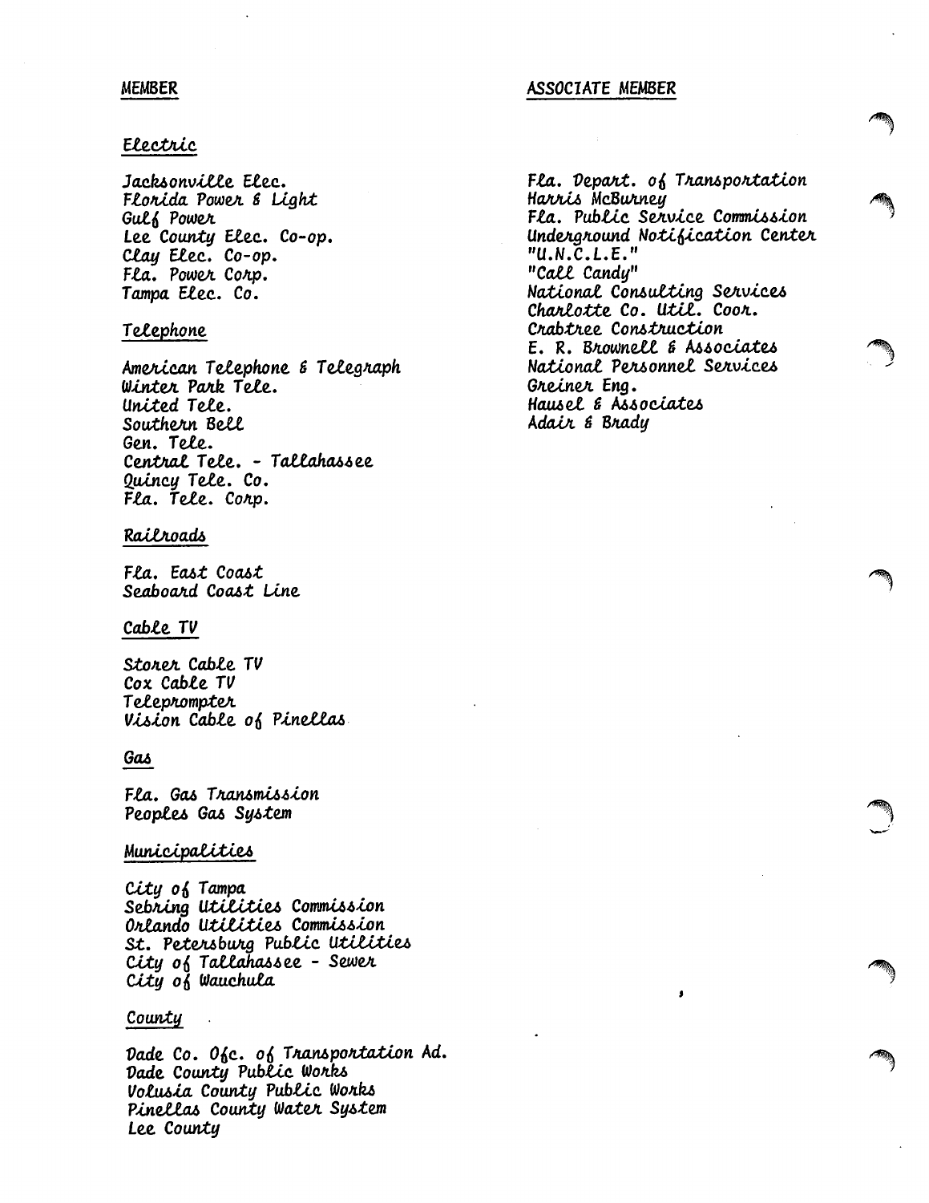## MEMBER

### Electric

Jacksonville Elec.
Florida Power & Light
Gulf Power
Lee County Elec. Co-op.
Clay Elec. Co-op.
Fla. Power Corp.
Tampa Elec. Co.

### Telephone

American Telephone & Telegraph
Winter Park Tele.
United Tele.
Southern Bell
Gen. Tele.
Central Tele. - Tallahassee
Quincy Tele. Co.
Fla. Tele. Corp.

### Railroads

Fla. East Coast
Seaboard Coast Line

### Cable TV

Storer Cable TV
Cox Cable TV
Teleprompter
Vision Cable of Pinellas

### Gas

Fla. Gas Transmission
Peoples Gas System

### Municipalities

City of Tampa
Sebring Utilities Commission
Orlando Utilities Commission
St. Petersburg Public Utilities
City of Tallahassee - Sewer
City of Wauchula

### County

Dade Co. Ofc. of Transportation Ad.
Dade County Public Works
Volusia County Public Works
Pinellas County Water System
Lee County

## ASSOCIATE MEMBER

Fla. Depart. of Transportation
Harris McBurney
Fla. Public Service Commission
Underground Notification Center
"U.N.C.L.E."
"Call Candy"
National Consulting Services
Charlotte Co. Util. Coor.
Crabtree Construction
E. R. Brownell & Associates
National Personnel Services
Greiner Eng.
Hausel & Associates
Adair & Brady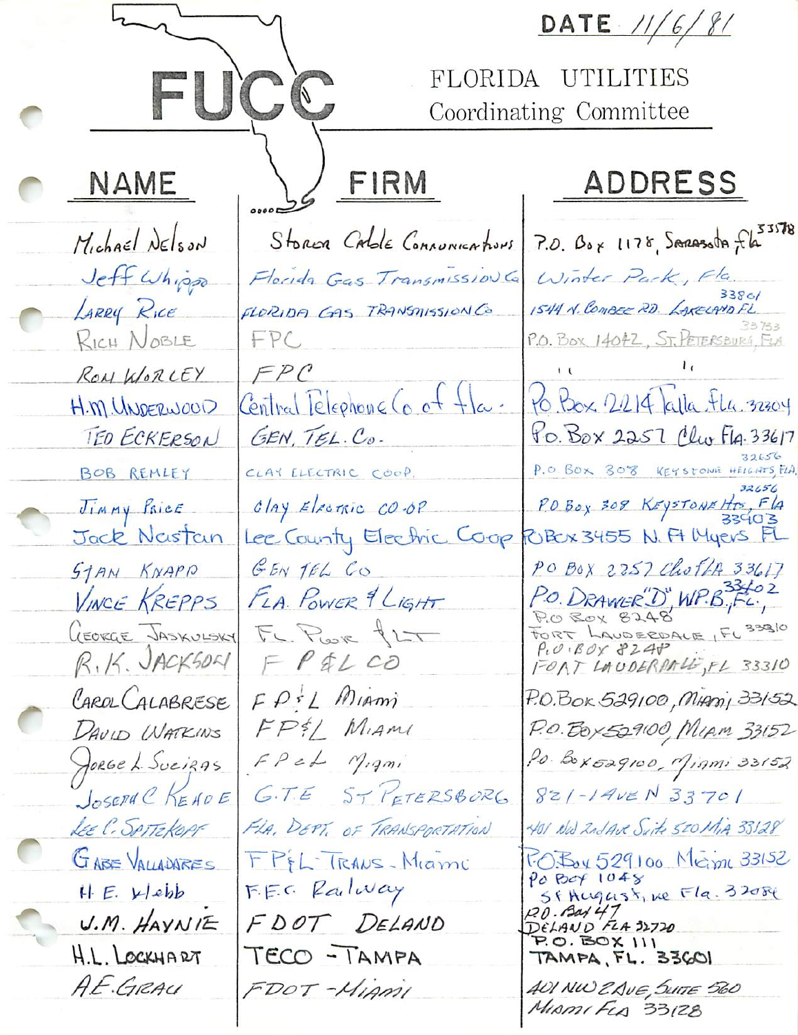DATE 11/6/81

# FUCC

FLORIDA UTILITIES
Coordinating Committee

| NAME | FIRM | ADDRESS |
|---|---|---|
| Michael Nelson | Storer Cable Communications | P.O. Box 1178, Sarasota Fla 33578 |
| Jeff Whipps | Florida Gas Transmission Co | Winter Park, Fla. |
| Larry Rice | Florida Gas Transmission Co | 1544 N. Combee Rd. Lakeland FL 33801 |
| Rich Noble | FPC | P.O. Box 14042, St. Petersburg, Fla 33733 |
| Ron Worley | FPC | " " |
| H.M. Underwood | Central Telephone Co of Fla. | Po Box 2214 Talla Fla. 32304 |
| Ted Eckerson | Gen. Tel. Co. | Po. Box 2257 Clw Fla. 33617 |
| Bob Remley | Clay Electric Coop. | P.O Box 308 Keystone Heights, Fla 32656 |
| Jimmy Price | Clay Electric Co-op | P.O Box 308 Keystone Hts, Fla 32656 |
| Jack Nastan | Lee County Electric Coop | PO Box 3455 N. Ft Myers FL 33903 |
| Stan Knapp | Gen Tel Co | PO Box 2257 Clw FLA 33617 |
| Vince Krepps | Fla. Power & Light | P.O. Drawer "D", W.P.B., FL. 33402 |
| George Jaskulsky | FL. Power & Lt | P.O Box 8248 Fort Lauderdale, FL 33310 |
| R.K. Jackson | FP&L Co | P.O. Box 8248 Fort Lauderdale, FL 33310 |
| Carol Calabrese | FP&L Miami | P.O. Box 529100, Miami 33152 |
| David Watkins | FP&L Miami | P.O. Box 529100, Miami 33152 |
| Jorge L. Suciras | FP&L Miami | Po. Box 529100, Miami 33152 |
| Joseph C Kehoe | G.T.E St Petersburg | 821-1 Ave N 33701 |
| Lee C. Spitekopf | Fla. Dept. of Transportation | 401 NW 2nd Ave Suite 520 Mia 33128 |
| Gabe Valladares | FP&L Trans.-Miami | P.O. Box 529100 Miami 33152 |
| H.E. Webb | F.E.C. Railway | Po Box 1048 St Augustine Fla. 32084 |
| J.M. Haynie | FDOT Deland | P.O. Box 47 Deland Fla 32720 |
| H.L. Lockhart | TECO - Tampa | P.O. Box 111 Tampa, FL. 33601 |
| A.E. Grau | FDOT - Miami | 401 NW 2 Ave, Suite 520 Miami Fla 33128 |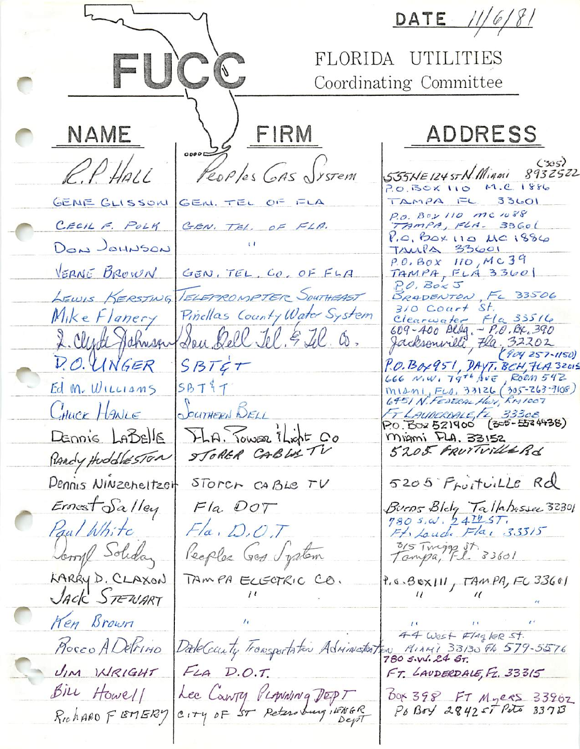DATE 11/6/81

# FUCC

FLORIDA UTILITIES
Coordinating Committee

| NAME | FIRM | ADDRESS |
|---|---|---|
| R.P. HALL | Peoples Gas System | 535 NE 124 st N. Miami (305) 8932522 |
| GENE GLISSON | GEN. TEL OF FLA | P.O. BOX 110 M.C. 1886 TAMPA FL 33601 |
| CECIL F. POLK | GEN. TEL. OF FLA. | P.O. Box 110 MC 1088 TAMPA, FLA. 33601 |
| DON JOHNSON | " | P.O. BOX 110 MC 1886 TAMPA 33601 |
| VERNE BROWN | GEN. TEL. CO. OF FLA | P.O. BOX 110, MC 39 TAMPA, FLA 33601 |
| LEWIS KERSTING | TELEPROMPTER SOUTHEAST | P.O. Box 5 BRADENTON, FL 33506 |
| Mike Flanery | Pinellas County Water System | 310 Court St. Clearwater Fla 33516 |
| L. Clyde Johnson | Sou. Bell Tel. & Tel. Co. | 609-400 Bldg. - P.O. Bx. 390 Jacksonville, Fla. 32202 |
| D.O. UNGER | SBT&T | (904 257-1150) P.O. Box 951, DAYT. BCH, FLA 32015 |
| Ed M. WILLIAMS | SBT&T | 666 N.W. 79th AVE, Room 542 MIAMI, FLA, 33126 (305-263-7108) |
| CHUCK HANLE | SOUTHERN BELL | 6451 N. FEDERAL HWY, RM 1007 FT LAUDERDALE, FL 33308 |
| Dennis LaBelle | FLA. Power & Light Co | P.O. Box 521900 (305-552-4438) Miami FLA. 33152 |
| Randy Huddleston | STORER CABLE TV | 5205 FRUITVILLE Rd |
| Dennis Ninzcheltzer | Storer CABLE TV | 5205 Fruitville Rd |
| Ernest Salley | Fla DOT | Burns Bldg Tallahassee 32301 |
| Paul White | Fla. D.O.T | 780 S.W. 24th ST. Ft. Laud. Fla. 33315 |
| Darryl Soliday | Peoples Gas System | 315 Twiggs St. Tampa, FL 33601 |
| LARRY D. CLAXON | TAMPA ELECTRIC CO. | P.O. BOX 111, TAMPA, FL 33601 |
| JACK STEWART | " | " " |
| Ken Brown | " | " " " |
| Rocco A DePrimo | Dade County Transportation Administration | 44 West Flagler St. MIAMI 33130 Ph 579-5576 |
| JIM WRIGHT | FLA D.O.T. | 780 S.W. 24 ST. FT. LAUDERDALE, FL. 33315 |
| BILL Howell | Lee County PLANNING DEPT | Box 398 FT Myers 33902 |
| RICHARD F EMERY | CITY OF ST Petersburg / ENGR Dept | PO Box 2842 ST Pete 33713 |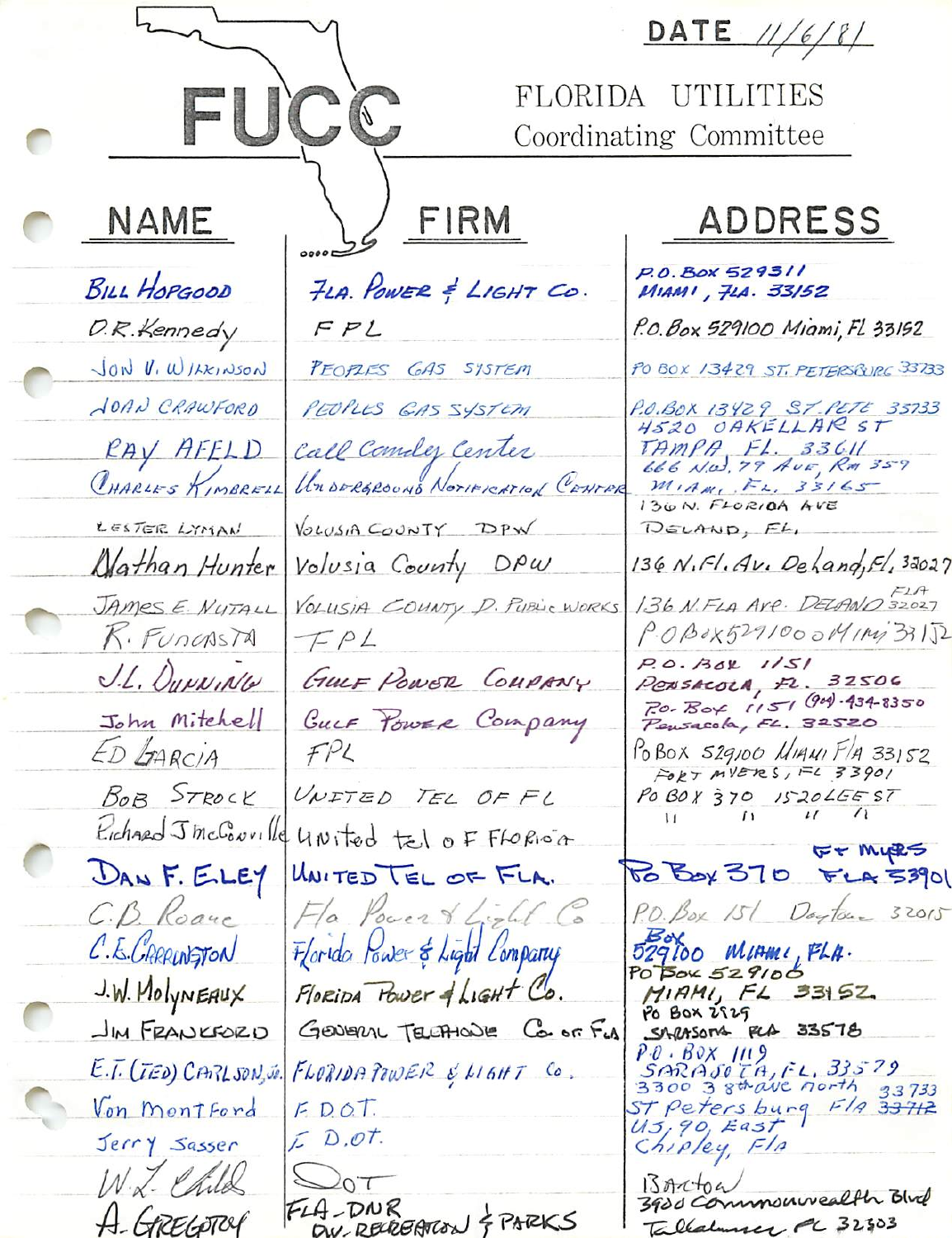DATE 11/6/81

# FUCC

FLORIDA UTILITIES Coordinating Committee

| NAME | FIRM | ADDRESS |
|---|---|---|
| BILL HOPGOOD | FLA. POWER & LIGHT CO. | P.O. BOX 529311 MIAMI, FLA. 33152 |
| D.R. Kennedy | FPL | P.O. Box 529100 Miami, FL 33152 |
| JON V. WILKINSON | PEOPLES GAS SYSTEM | PO BOX 13429 ST. PETERSBURG 33733 |
| JOAN CRAWFORD | PEOPLES GAS SYSTEM | P.O. BOX 13429 ST. PETE 33733 |
| RAY AFELD | Call Candy Center | 4520 OAKELLAR ST TAMPA FL. 33611 |
| CHARLES KIMBRELL | UNDERGROUND NOTIFICATION CENTER | 666 N.W. 79 AVE, RM 359 MIAMI, FL. 33165 |
| LESTER LYMAN | VOLUSIA COUNTY DPW | 136 N. FLORIDA AVE DELAND, FL. |
| Nathan Hunter | Volusia County DPW | 136 N. Fl. Av. DeLand, Fl. 32027 |
| JAMES E. NUTALL | VOLUSIA COUNTY D. PUBLIC WORKS | 136 N. FLA AVE. DELAND FLA 32027 |
| R. FUNCASTA | FPL | P.O Box 529100 Miami 33152 |
| J.L. DUNNING | GULF POWER COMPANY | P.O. BOX 1151 PENSACOLA, FL. 32506 |
| John Mitchell | Gulf Power Company | P.O. Box 1151 (904)-434-8350 Pensacola, FL. 32520 |
| ED GARCIA | FPL | PO Box 529100 MIAMI FLA 33152 |
| BOB STROCK | UNITED TEL OF FL | FORT MYERS, FL 33901 PO BOX 370 1520 LEE ST |
| Richard J McConville | United tel of Florida | " " " " |
| DAN F. ELEY | UNITED TEL OF FLA. | PO Box 370 Ft Myers FLA 33901 |
| C.B. Roane | Fla Power & Light Co | P.O. Box 151 Daytona 32015 |
| C.E. CARRINGTON | Florida Power & Light Company | Box 529100 MIAMI, FLA. |
| J.W. MOLYNEAUX | FLORIDA Power & LIGHT Co. | PO Box 529100 MIAMI, FL 33152 |
| JIM FRANKFORD | GENERAL TELEPHONE Co. OF FLA | Po Box 2829 SARASOTA FLA 33578 |
| E.T. (TED) CARLSON, JR. | FLORIDA POWER & LIGHT Co. | P.O. BOX 1119 SARASOTA, FL. 33579 |
| Von Montford | F.D.O.T. | 3300 38th ave north 33733 St Petersburg Fla 33712 |
| Jerry Sasser | F.D.O.T. | U.S. 90, East Chipley, Fla |
| W.L. Child | DOT | Bartow |
| A. GREGORY | FLA-DNR DIV. RECREATION & PARKS | 3900 Commonwealth Blvd Tallahassee FL 32303 |